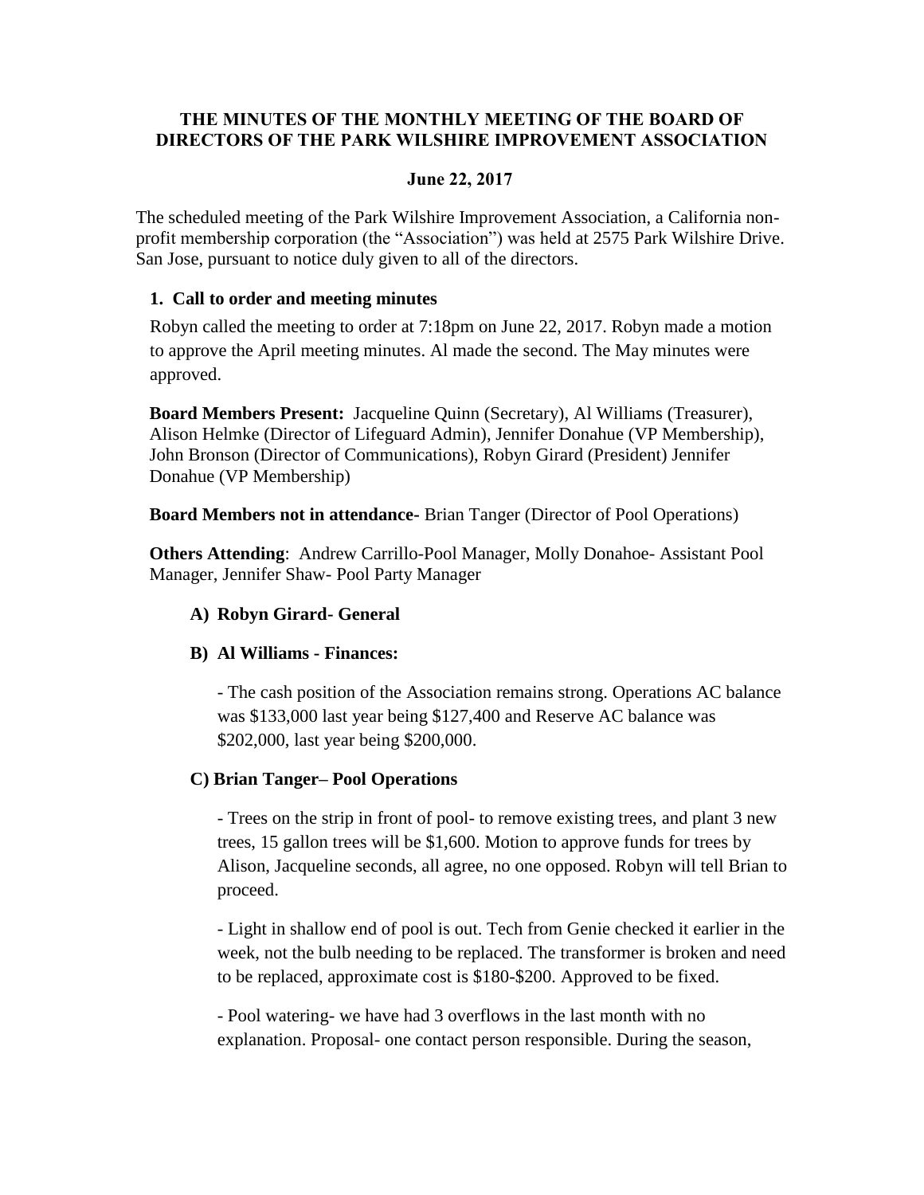# THE MINUTES OF THE MONTHLY MEETING OF THE BOARD OF DIRECTORS OF THE PARK WILSHIRE IMPROVEMENT ASSOCIATION

## June 22, 2017

The scheduled meeting of the Park Wilshire Improvement Association, a California non-profit membership corporation (the "Association") was held at 2575 Park Wilshire Drive. San Jose, pursuant to notice duly given to all of the directors.

### 1. Call to order and meeting minutes

Robyn called the meeting to order at 7:18pm on June 22, 2017. Robyn made a motion to approve the April meeting minutes. Al made the second. The May minutes were approved.

**Board Members Present:** Jacqueline Quinn (Secretary), Al Williams (Treasurer), Alison Helmke (Director of Lifeguard Admin), Jennifer Donahue (VP Membership), John Bronson (Director of Communications), Robyn Girard (President) Jennifer Donahue (VP Membership)

**Board Members not in attendance-** Brian Tanger (Director of Pool Operations)

**Others Attending**: Andrew Carrillo-Pool Manager, Molly Donahoe- Assistant Pool Manager, Jennifer Shaw- Pool Party Manager

**A) Robyn Girard- General**

**B) Al Williams - Finances:**

- The cash position of the Association remains strong. Operations AC balance was $133,000 last year being $127,400 and Reserve AC balance was $202,000, last year being $200,000.

**C) Brian Tanger– Pool Operations**

- Trees on the strip in front of pool- to remove existing trees, and plant 3 new trees, 15 gallon trees will be $1,600. Motion to approve funds for trees by Alison, Jacqueline seconds, all agree, no one opposed. Robyn will tell Brian to proceed.

- Light in shallow end of pool is out. Tech from Genie checked it earlier in the week, not the bulb needing to be replaced. The transformer is broken and need to be replaced, approximate cost is $180-$200. Approved to be fixed.

- Pool watering- we have had 3 overflows in the last month with no explanation. Proposal- one contact person responsible. During the season,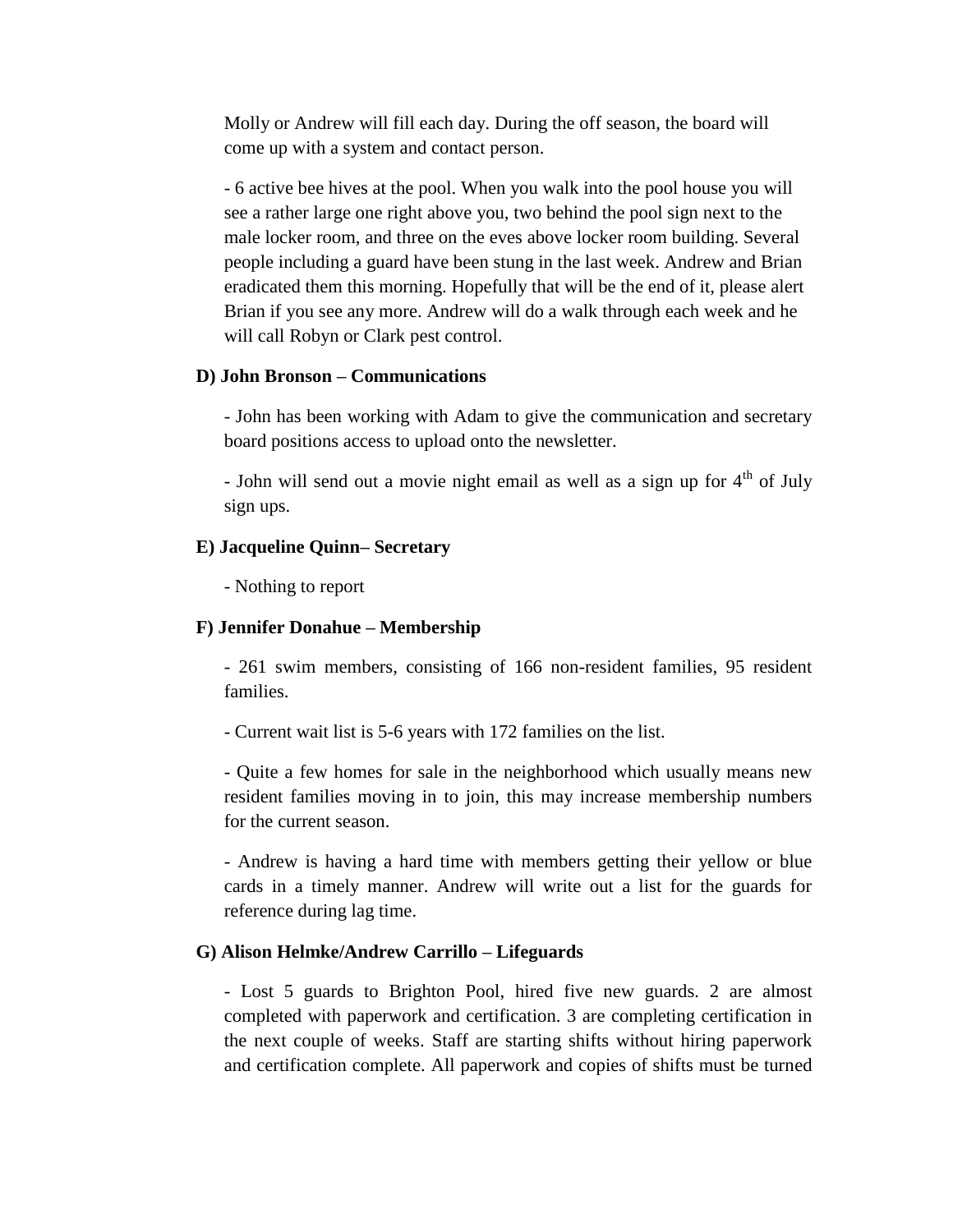Molly or Andrew will fill each day. During the off season, the board will come up with a system and contact person.

- 6 active bee hives at the pool. When you walk into the pool house you will see a rather large one right above you, two behind the pool sign next to the male locker room, and three on the eves above locker room building. Several people including a guard have been stung in the last week. Andrew and Brian eradicated them this morning. Hopefully that will be the end of it, please alert Brian if you see any more. Andrew will do a walk through each week and he will call Robyn or Clark pest control.

**D) John Bronson – Communications**

- John has been working with Adam to give the communication and secretary board positions access to upload onto the newsletter.

- John will send out a movie night email as well as a sign up for 4th of July sign ups.

**E) Jacqueline Quinn– Secretary**

- Nothing to report

**F) Jennifer Donahue – Membership**

- 261 swim members, consisting of 166 non-resident families, 95 resident families.

- Current wait list is 5-6 years with 172 families on the list.

- Quite a few homes for sale in the neighborhood which usually means new resident families moving in to join, this may increase membership numbers for the current season.

- Andrew is having a hard time with members getting their yellow or blue cards in a timely manner. Andrew will write out a list for the guards for reference during lag time.

**G) Alison Helmke/Andrew Carrillo – Lifeguards**

- Lost 5 guards to Brighton Pool, hired five new guards. 2 are almost completed with paperwork and certification. 3 are completing certification in the next couple of weeks. Staff are starting shifts without hiring paperwork and certification complete. All paperwork and copies of shifts must be turned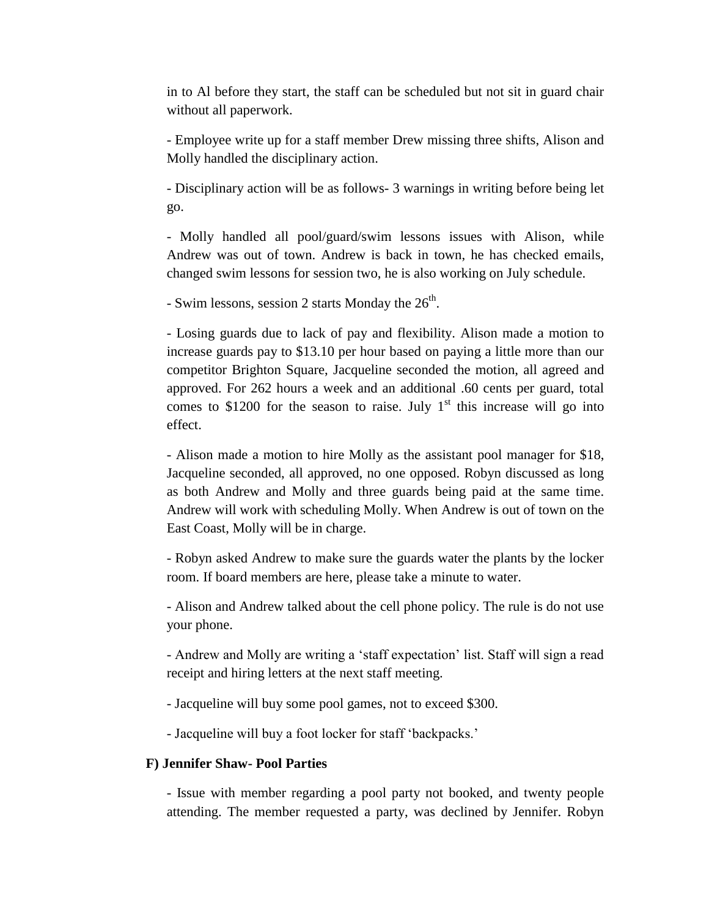in to Al before they start, the staff can be scheduled but not sit in guard chair without all paperwork.

- Employee write up for a staff member Drew missing three shifts, Alison and Molly handled the disciplinary action.

- Disciplinary action will be as follows- 3 warnings in writing before being let go.

- Molly handled all pool/guard/swim lessons issues with Alison, while Andrew was out of town. Andrew is back in town, he has checked emails, changed swim lessons for session two, he is also working on July schedule.

- Swim lessons, session 2 starts Monday the 26th.

- Losing guards due to lack of pay and flexibility. Alison made a motion to increase guards pay to $13.10 per hour based on paying a little more than our competitor Brighton Square, Jacqueline seconded the motion, all agreed and approved. For 262 hours a week and an additional .60 cents per guard, total comes to $1200 for the season to raise. July 1st this increase will go into effect.

- Alison made a motion to hire Molly as the assistant pool manager for $18, Jacqueline seconded, all approved, no one opposed. Robyn discussed as long as both Andrew and Molly and three guards being paid at the same time. Andrew will work with scheduling Molly. When Andrew is out of town on the East Coast, Molly will be in charge.

- Robyn asked Andrew to make sure the guards water the plants by the locker room. If board members are here, please take a minute to water.

- Alison and Andrew talked about the cell phone policy. The rule is do not use your phone.

- Andrew and Molly are writing a 'staff expectation' list. Staff will sign a read receipt and hiring letters at the next staff meeting.

- Jacqueline will buy some pool games, not to exceed $300.

- Jacqueline will buy a foot locker for staff 'backpacks.'

**F) Jennifer Shaw- Pool Parties**

- Issue with member regarding a pool party not booked, and twenty people attending. The member requested a party, was declined by Jennifer. Robyn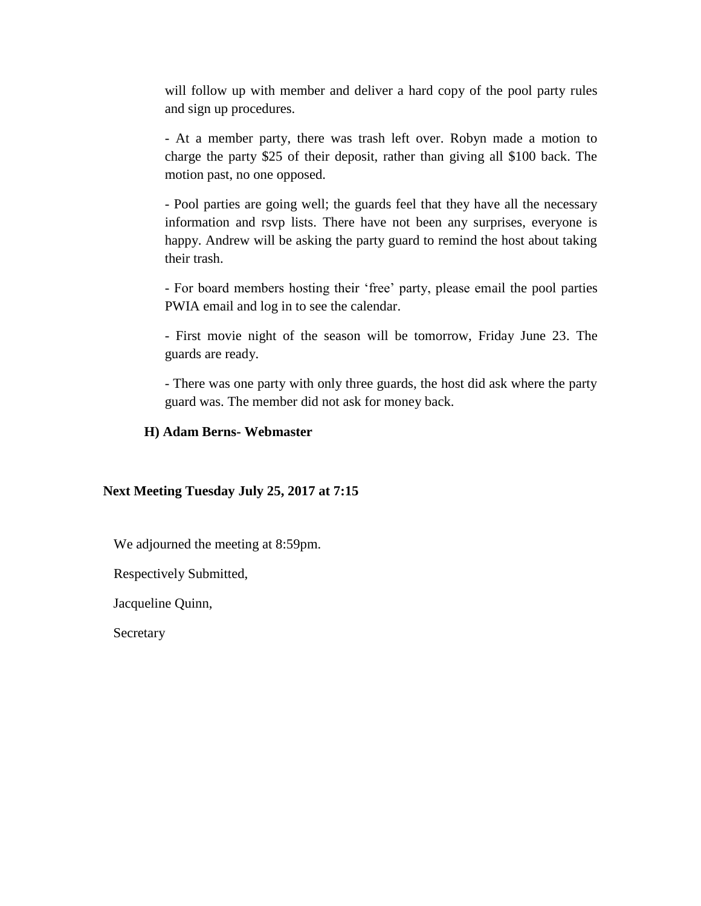will follow up with member and deliver a hard copy of the pool party rules and sign up procedures.

- At a member party, there was trash left over. Robyn made a motion to charge the party $25 of their deposit, rather than giving all $100 back. The motion past, no one opposed.

- Pool parties are going well; the guards feel that they have all the necessary information and rsvp lists. There have not been any surprises, everyone is happy. Andrew will be asking the party guard to remind the host about taking their trash.

- For board members hosting their 'free' party, please email the pool parties PWIA email and log in to see the calendar.

- First movie night of the season will be tomorrow, Friday June 23. The guards are ready.

- There was one party with only three guards, the host did ask where the party guard was. The member did not ask for money back.

**H) Adam Berns- Webmaster**

**Next Meeting Tuesday July 25, 2017 at 7:15**

We adjourned the meeting at 8:59pm.

Respectively Submitted,

Jacqueline Quinn,

Secretary